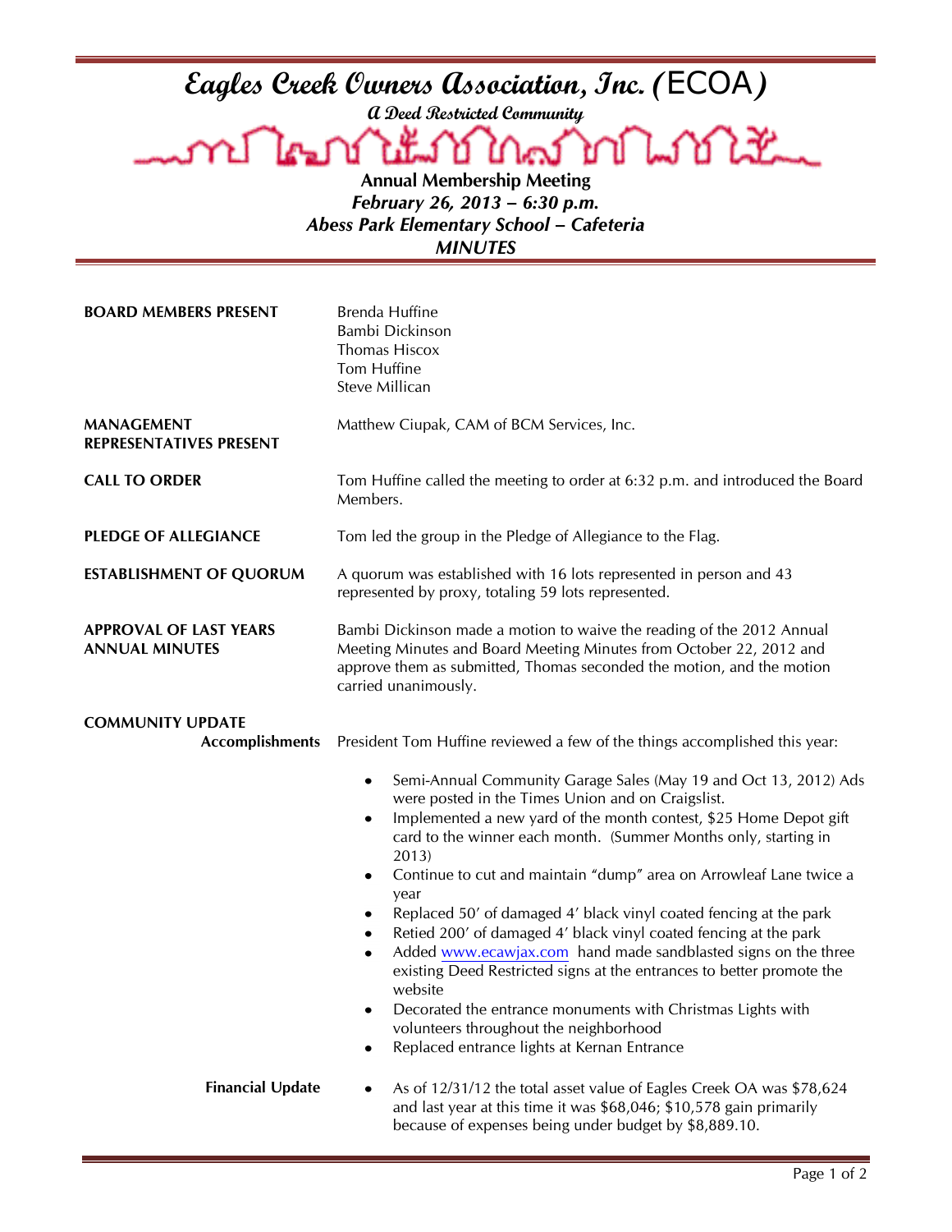# Eagles Creek Owners Association, Inc. (ECOA)

***A Deed Restricted Community***

**Annual Membership Meeting**

***February 26, 2013 – 6:30 p.m.***

***Abess Park Elementary School – Cafeteria***

***MINUTES***

**BOARD MEMBERS PRESENT**

Brenda Huffine
Bambi Dickinson
Thomas Hiscox
Tom Huffine
Steve Millican

**MANAGEMENT REPRESENTATIVES PRESENT**

Matthew Ciupak, CAM of BCM Services, Inc.

**CALL TO ORDER**

Tom Huffine called the meeting to order at 6:32 p.m. and introduced the Board Members.

**PLEDGE OF ALLEGIANCE**

Tom led the group in the Pledge of Allegiance to the Flag.

**ESTABLISHMENT OF QUORUM**

A quorum was established with 16 lots represented in person and 43 represented by proxy, totaling 59 lots represented.

**APPROVAL OF LAST YEARS ANNUAL MINUTES**

Bambi Dickinson made a motion to waive the reading of the 2012 Annual Meeting Minutes and Board Meeting Minutes from October 22, 2012 and approve them as submitted, Thomas seconded the motion, and the motion carried unanimously.

**COMMUNITY UPDATE**

**Accomplishments**

President Tom Huffine reviewed a few of the things accomplished this year:

- Semi-Annual Community Garage Sales (May 19 and Oct 13, 2012) Ads were posted in the Times Union and on Craigslist.
- Implemented a new yard of the month contest, $25 Home Depot gift card to the winner each month. (Summer Months only, starting in 2013)
- Continue to cut and maintain "dump" area on Arrowleaf Lane twice a year
- Replaced 50' of damaged 4' black vinyl coated fencing at the park
- Retied 200' of damaged 4' black vinyl coated fencing at the park
- Added www.ecawjax.com hand made sandblasted signs on the three existing Deed Restricted signs at the entrances to better promote the website
- Decorated the entrance monuments with Christmas Lights with volunteers throughout the neighborhood
- Replaced entrance lights at Kernan Entrance

**Financial Update**

- As of 12/31/12 the total asset value of Eagles Creek OA was $78,624 and last year at this time it was $68,046; $10,578 gain primarily because of expenses being under budget by $8,889.10.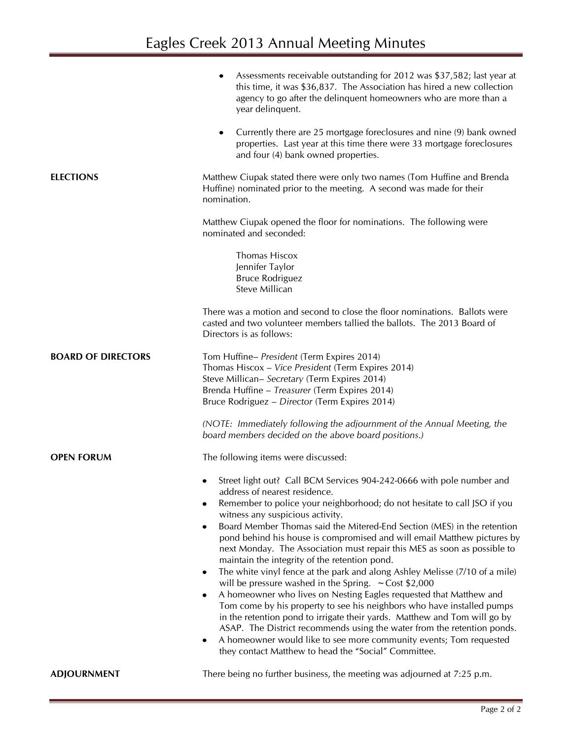- Assessments receivable outstanding for 2012 was $37,582; last year at this time, it was $36,837. The Association has hired a new collection agency to go after the delinquent homeowners who are more than a year delinquent.

- Currently there are 25 mortgage foreclosures and nine (9) bank owned properties. Last year at this time there were 33 mortgage foreclosures and four (4) bank owned properties.

**ELECTIONS**

Matthew Ciupak stated there were only two names (Tom Huffine and Brenda Huffine) nominated prior to the meeting. A second was made for their nomination.

Matthew Ciupak opened the floor for nominations. The following were nominated and seconded:

Thomas Hiscox
Jennifer Taylor
Bruce Rodriguez
Steve Millican

There was a motion and second to close the floor nominations. Ballots were casted and two volunteer members tallied the ballots. The 2013 Board of Directors is as follows:

**BOARD OF DIRECTORS**

Tom Huffine– *President* (Term Expires 2014)
Thomas Hiscox – *Vice President* (Term Expires 2014)
Steve Millican– *Secretary* (Term Expires 2014)
Brenda Huffine – *Treasurer* (Term Expires 2014)
Bruce Rodriguez – *Director* (Term Expires 2014)

*(NOTE: Immediately following the adjournment of the Annual Meeting, the board members decided on the above board positions.)*

**OPEN FORUM**

The following items were discussed:

- Street light out? Call BCM Services 904-242-0666 with pole number and address of nearest residence.
- Remember to police your neighborhood; do not hesitate to call JSO if you witness any suspicious activity.
- Board Member Thomas said the Mitered-End Section (MES) in the retention pond behind his house is compromised and will email Matthew pictures by next Monday. The Association must repair this MES as soon as possible to maintain the integrity of the retention pond.
- The white vinyl fence at the park and along Ashley Melisse (7/10 of a mile) will be pressure washed in the Spring. ~Cost $2,000
- A homeowner who lives on Nesting Eagles requested that Matthew and Tom come by his property to see his neighbors who have installed pumps in the retention pond to irrigate their yards. Matthew and Tom will go by ASAP. The District recommends using the water from the retention ponds.
- A homeowner would like to see more community events; Tom requested they contact Matthew to head the "Social" Committee.

**ADJOURNMENT**

There being no further business, the meeting was adjourned at 7:25 p.m.